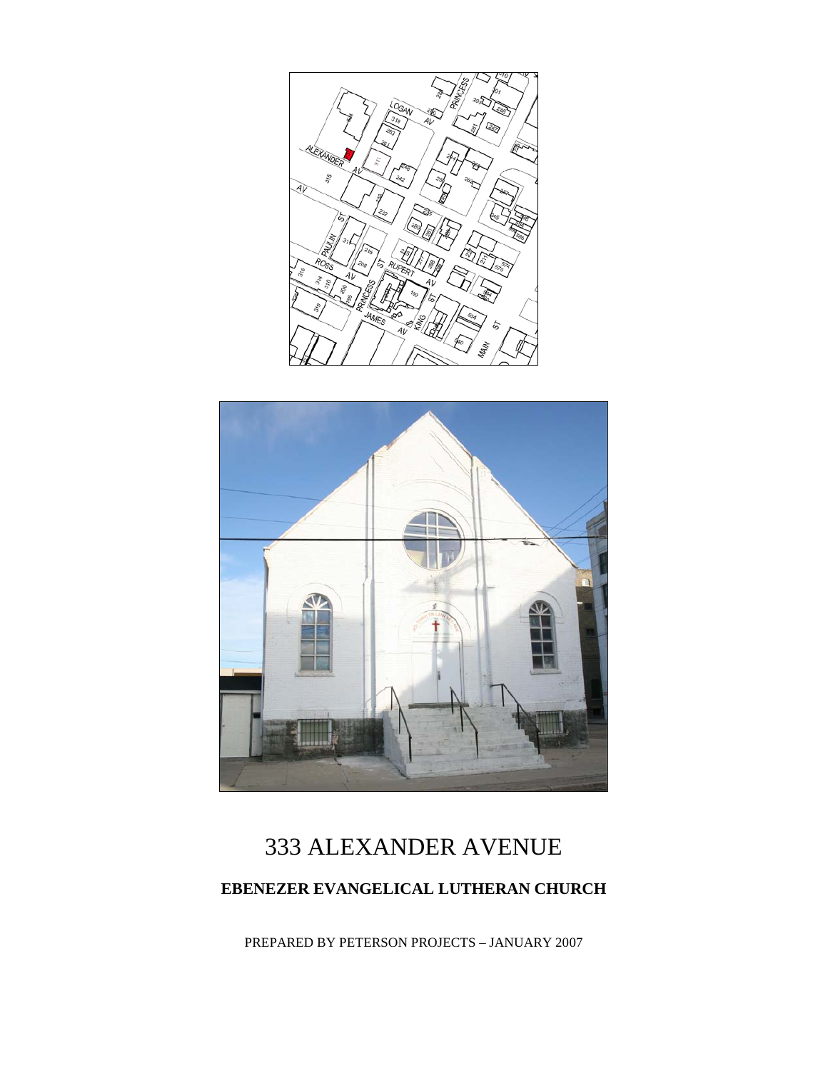# 333 ALEXANDER AVENUE

## EBENEZER EVANGELICAL LUTHERAN CHURCH

PREPARED BY PETERSON PROJECTS – JANUARY 2007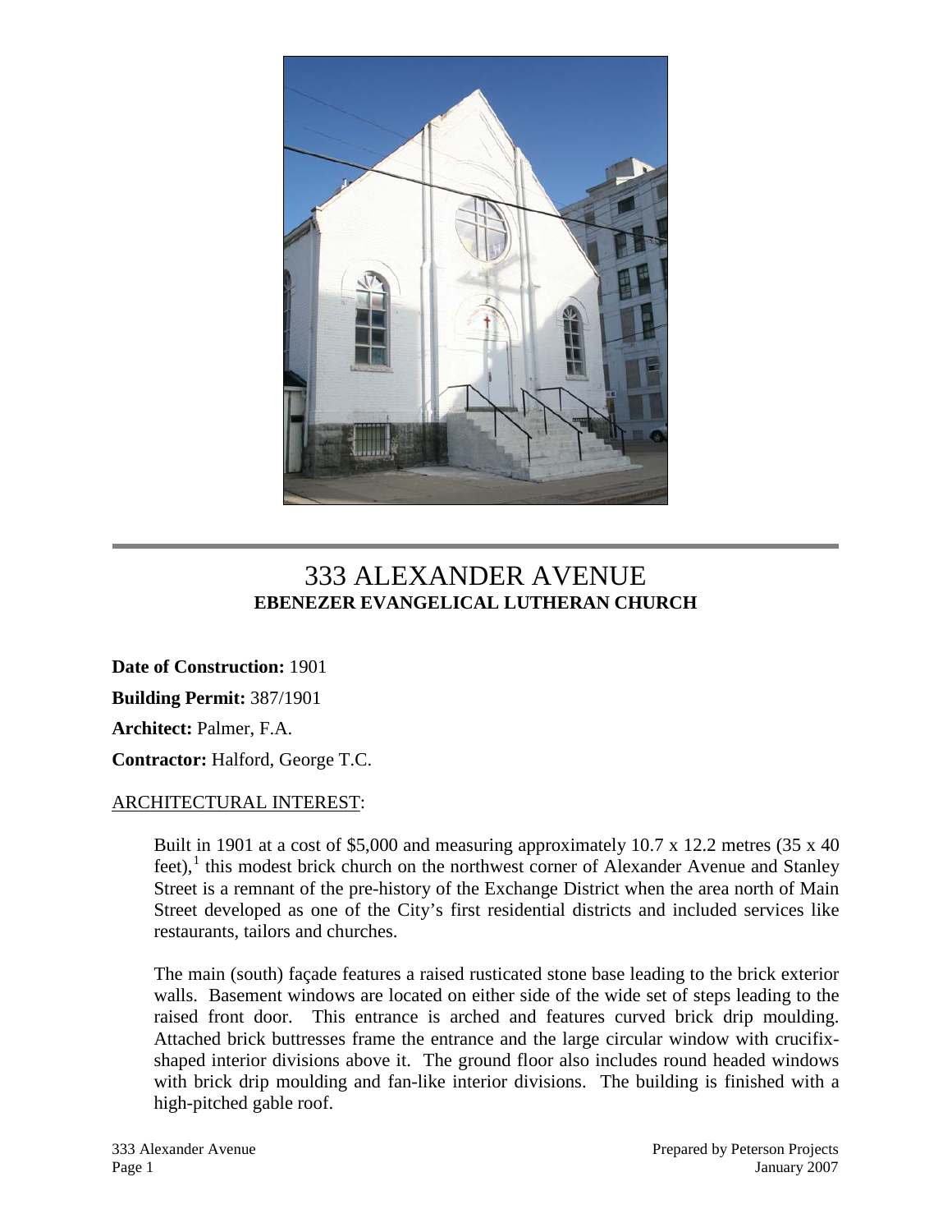# 333 ALEXANDER AVENUE
## EBENEZER EVANGELICAL LUTHERAN CHURCH

**Date of Construction:** 1901

**Building Permit:** 387/1901

**Architect:** Palmer, F.A.

**Contractor:** Halford, George T.C.

ARCHITECTURAL INTEREST:

Built in 1901 at a cost of $5,000 and measuring approximately 10.7 x 12.2 metres (35 x 40 feet),[1] this modest brick church on the northwest corner of Alexander Avenue and Stanley Street is a remnant of the pre-history of the Exchange District when the area north of Main Street developed as one of the City's first residential districts and included services like restaurants, tailors and churches.

The main (south) façade features a raised rusticated stone base leading to the brick exterior walls. Basement windows are located on either side of the wide set of steps leading to the raised front door. This entrance is arched and features curved brick drip moulding. Attached brick buttresses frame the entrance and the large circular window with crucifix-shaped interior divisions above it. The ground floor also includes round headed windows with brick drip moulding and fan-like interior divisions. The building is finished with a high-pitched gable roof.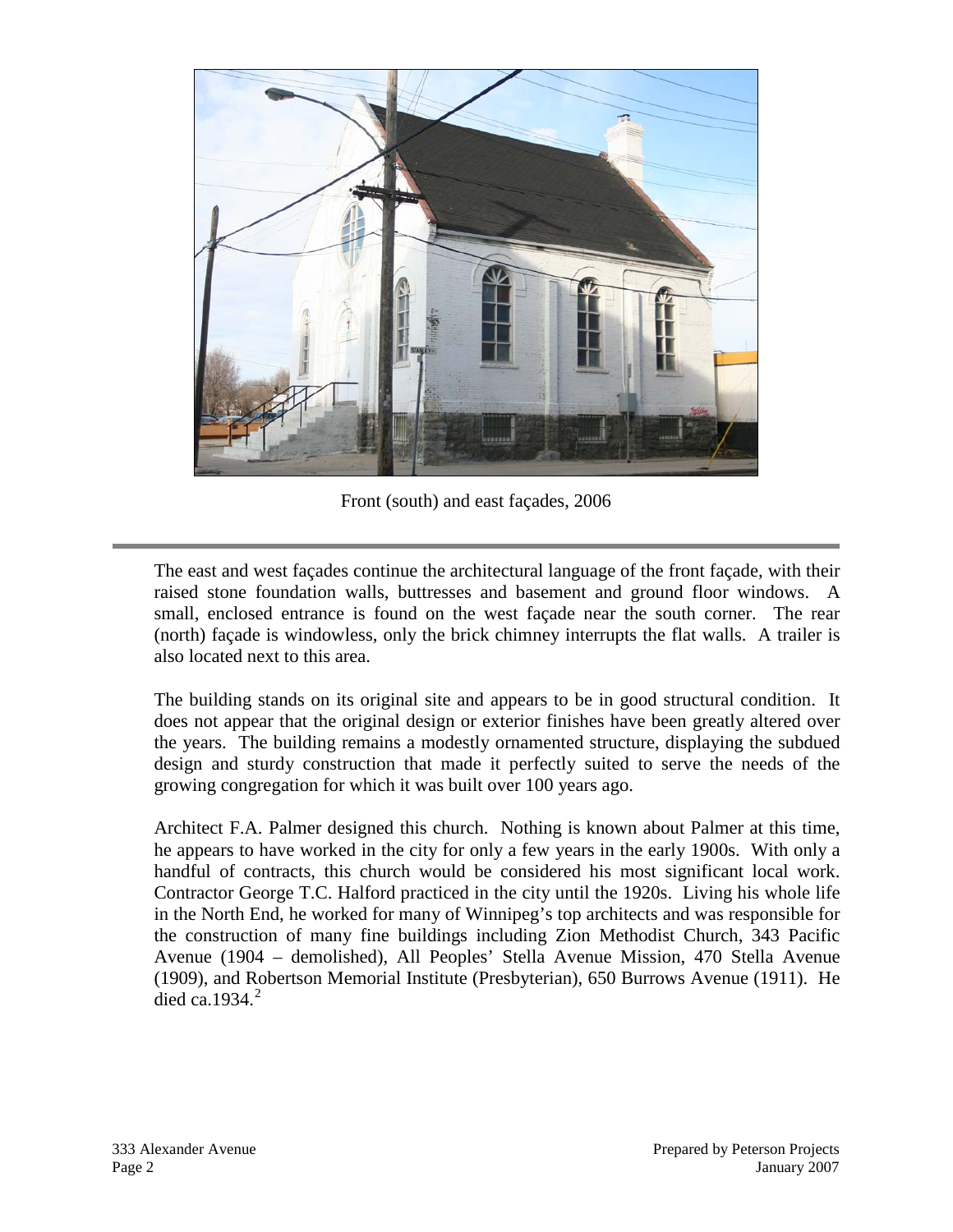Front (south) and east façades, 2006

The east and west façades continue the architectural language of the front façade, with their raised stone foundation walls, buttresses and basement and ground floor windows. A small, enclosed entrance is found on the west façade near the south corner. The rear (north) façade is windowless, only the brick chimney interrupts the flat walls. A trailer is also located next to this area.

The building stands on its original site and appears to be in good structural condition. It does not appear that the original design or exterior finishes have been greatly altered over the years. The building remains a modestly ornamented structure, displaying the subdued design and sturdy construction that made it perfectly suited to serve the needs of the growing congregation for which it was built over 100 years ago.

Architect F.A. Palmer designed this church. Nothing is known about Palmer at this time, he appears to have worked in the city for only a few years in the early 1900s. With only a handful of contracts, this church would be considered his most significant local work. Contractor George T.C. Halford practiced in the city until the 1920s. Living his whole life in the North End, he worked for many of Winnipeg's top architects and was responsible for the construction of many fine buildings including Zion Methodist Church, 343 Pacific Avenue (1904 – demolished), All Peoples' Stella Avenue Mission, 470 Stella Avenue (1909), and Robertson Memorial Institute (Presbyterian), 650 Burrows Avenue (1911). He died ca.1934.[2]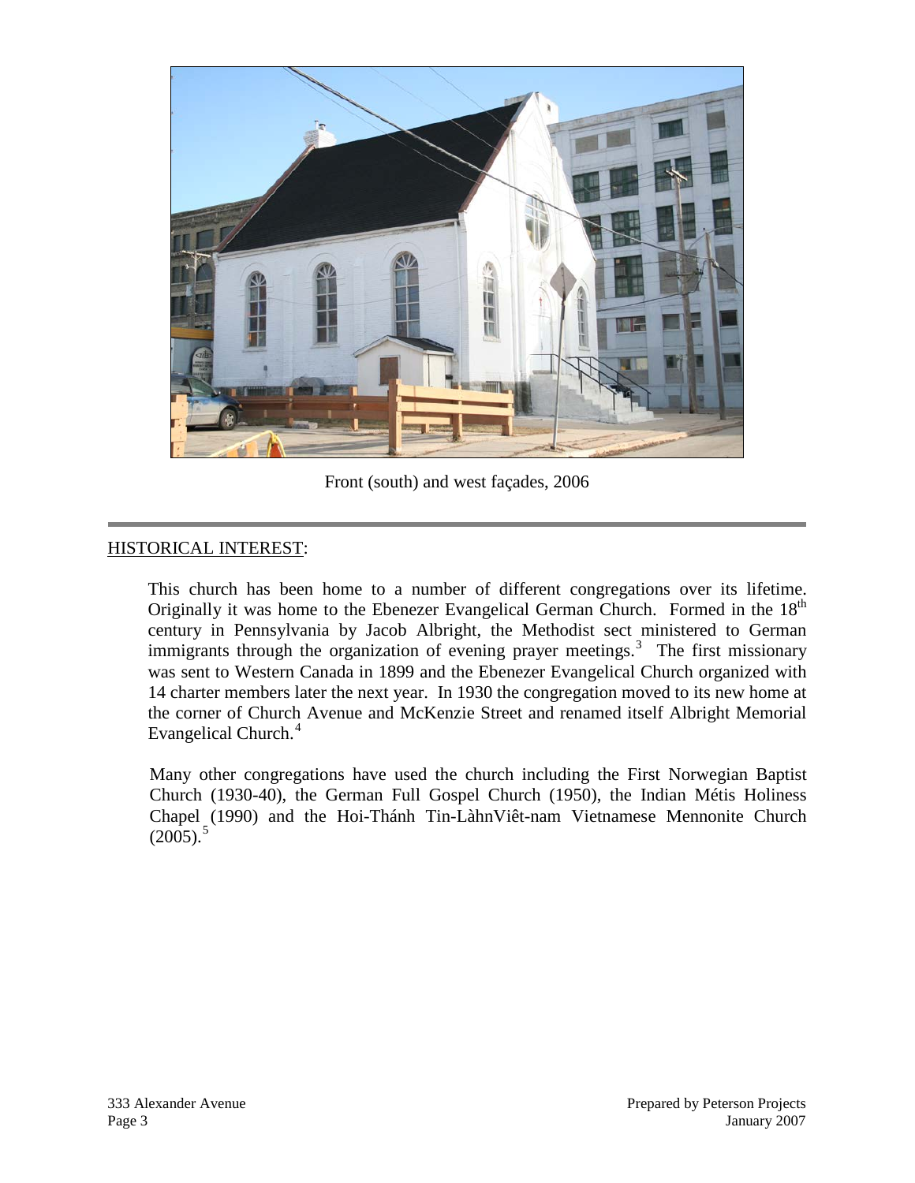Front (south) and west façades, 2006

---

HISTORICAL INTEREST:

This church has been home to a number of different congregations over its lifetime. Originally it was home to the Ebenezer Evangelical German Church. Formed in the $18^{th}$ century in Pennsylvania by Jacob Albright, the Methodist sect ministered to German immigrants through the organization of evening prayer meetings.[3] The first missionary was sent to Western Canada in 1899 and the Ebenezer Evangelical Church organized with 14 charter members later the next year. In 1930 the congregation moved to its new home at the corner of Church Avenue and McKenzie Street and renamed itself Albright Memorial Evangelical Church.[4]

Many other congregations have used the church including the First Norwegian Baptist Church (1930-40), the German Full Gospel Church (1950), the Indian Métis Holiness Chapel (1990) and the Hoi-Thánh Tin-LàhnViêt-nam Vietnamese Mennonite Church (2005).[5]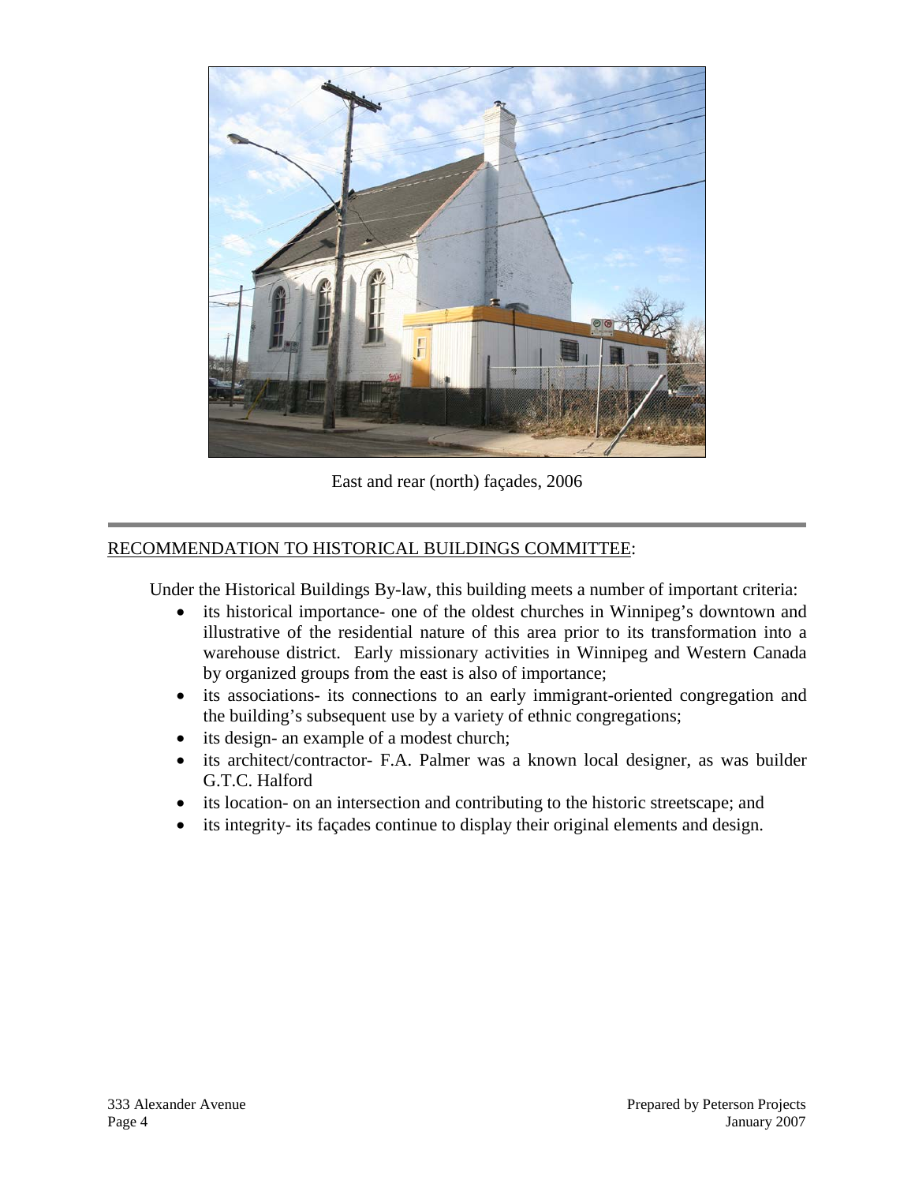East and rear (north) façades, 2006

RECOMMENDATION TO HISTORICAL BUILDINGS COMMITTEE:

Under the Historical Buildings By-law, this building meets a number of important criteria:

- its historical importance- one of the oldest churches in Winnipeg's downtown and illustrative of the residential nature of this area prior to its transformation into a warehouse district. Early missionary activities in Winnipeg and Western Canada by organized groups from the east is also of importance;
- its associations- its connections to an early immigrant-oriented congregation and the building's subsequent use by a variety of ethnic congregations;
- its design- an example of a modest church;
- its architect/contractor- F.A. Palmer was a known local designer, as was builder G.T.C. Halford
- its location- on an intersection and contributing to the historic streetscape; and
- its integrity- its façades continue to display their original elements and design.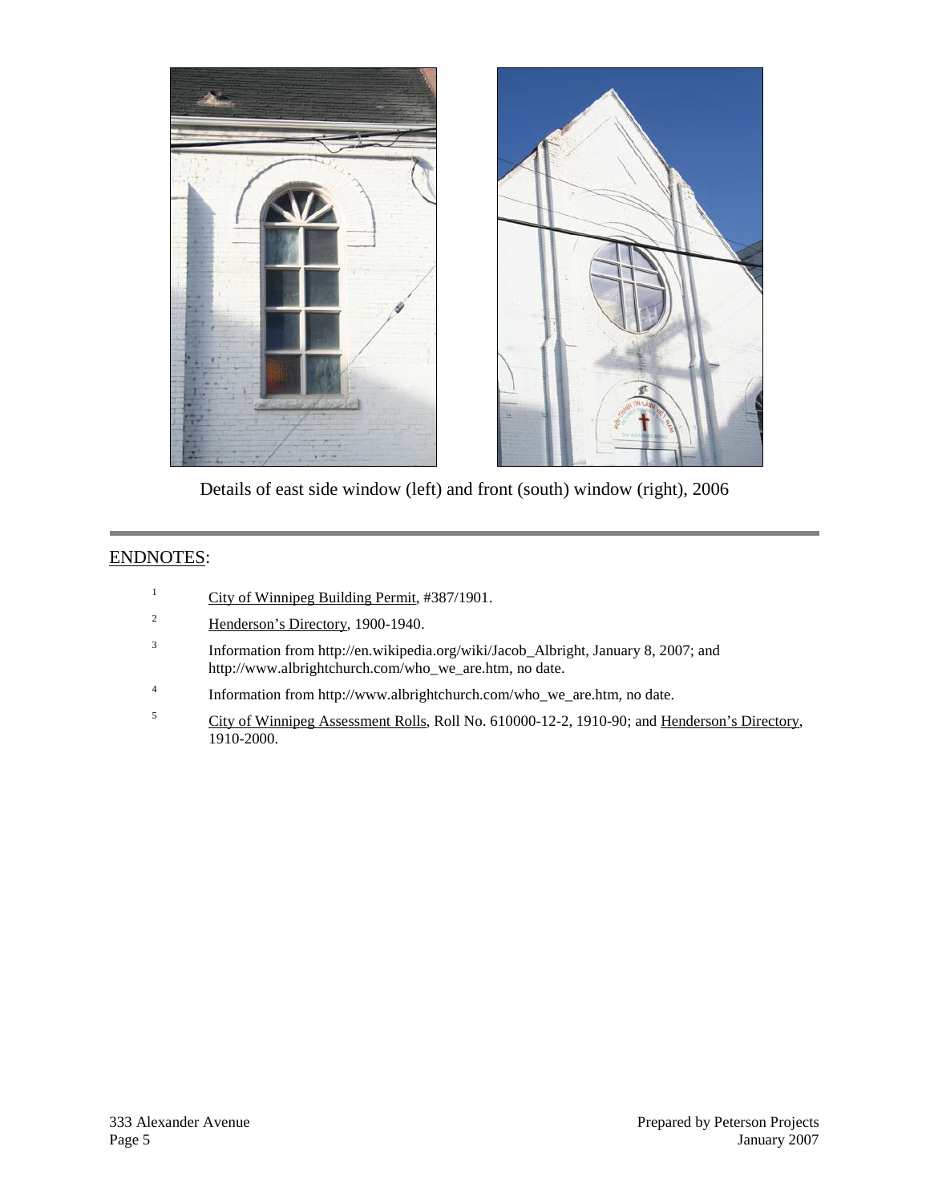Details of east side window (left) and front (south) window (right), 2006

## ENDNOTES:

1 City of Winnipeg Building Permit, #387/1901.

2 Henderson's Directory, 1900-1940.

3 Information from http://en.wikipedia.org/wiki/Jacob_Albright, January 8, 2007; and http://www.albrightchurch.com/who_we_are.htm, no date.

4 Information from http://www.albrightchurch.com/who_we_are.htm, no date.

5 City of Winnipeg Assessment Rolls, Roll No. 610000-12-2, 1910-90; and Henderson's Directory, 1910-2000.